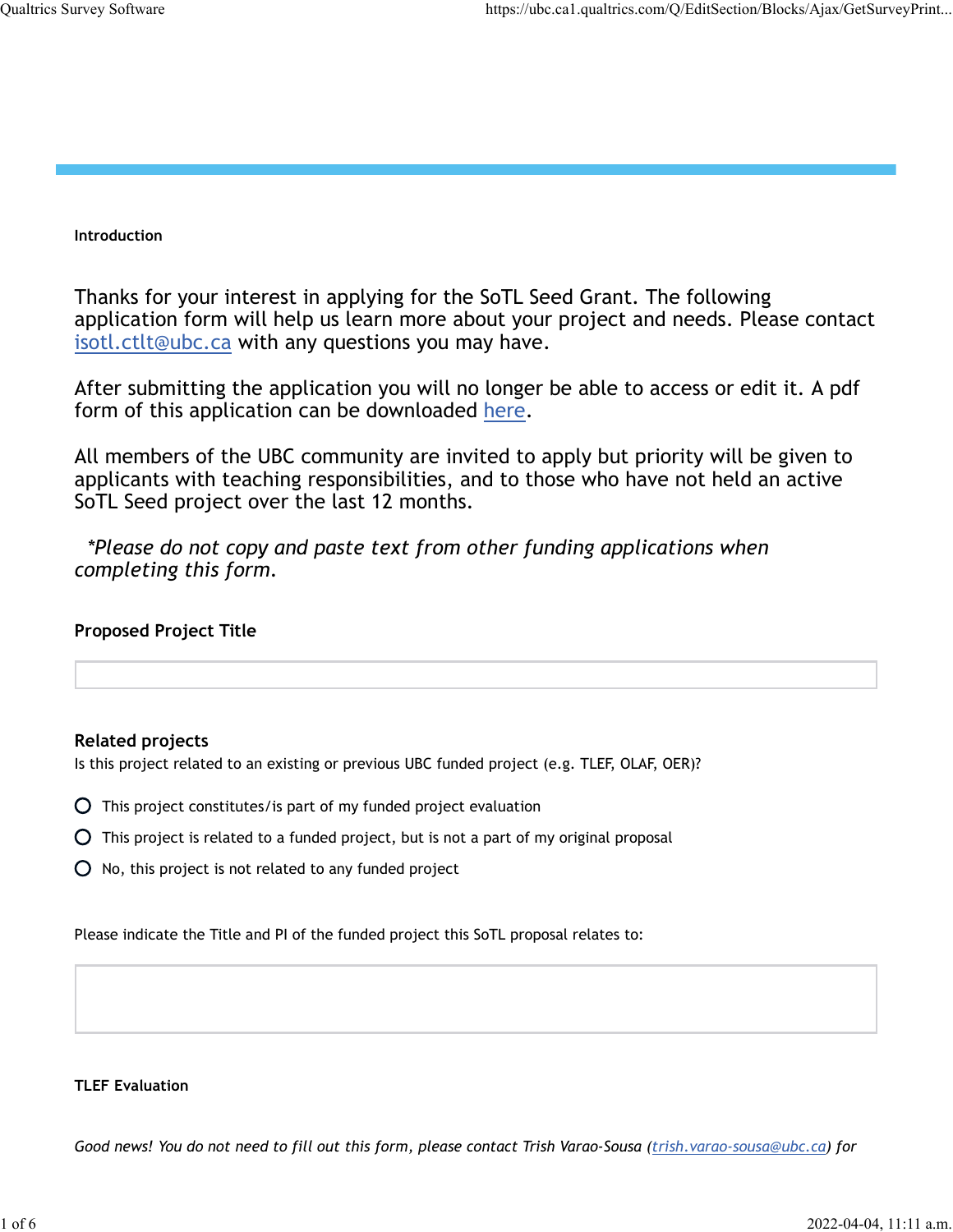**Introduction**

Thanks for your interest in applying for the SoTL Seed Grant. The following application form will help us learn more about your project and needs. Please contact [isotl.ctlt@ubc.ca](mailto:isotl.ctlt@ubc.ca) with any questions you may have.

After submitting the application you will no longer be able to access or edit it. A pdf form of this application can be downloaded here.

All members of the UBC community are invited to apply but priority will be given to applicants with teaching responsibilities, and to those who have not held an active SoTL Seed project over the last 12 months.

*\*Please do not copy and paste text from other funding applications when completing this form.*

**Proposed Project Title**

______________________________

**Related projects**

Is this project related to an existing or previous UBC funded project (e.g. TLEF, OLAF, OER)?

- ○ This project constitutes/is part of my funded project evaluation
- ○ This project is related to a funded project, but is not a part of my original proposal
- ○ No, this project is not related to any funded project

Please indicate the Title and PI of the funded project this SoTL proposal relates to:

______________________________

**TLEF Evaluation**

*Good news! You do not need to fill out this form, please contact Trish Varao-Sousa ([trish.varao-sousa@ubc.ca](mailto:trish.varao-sousa@ubc.ca)) for*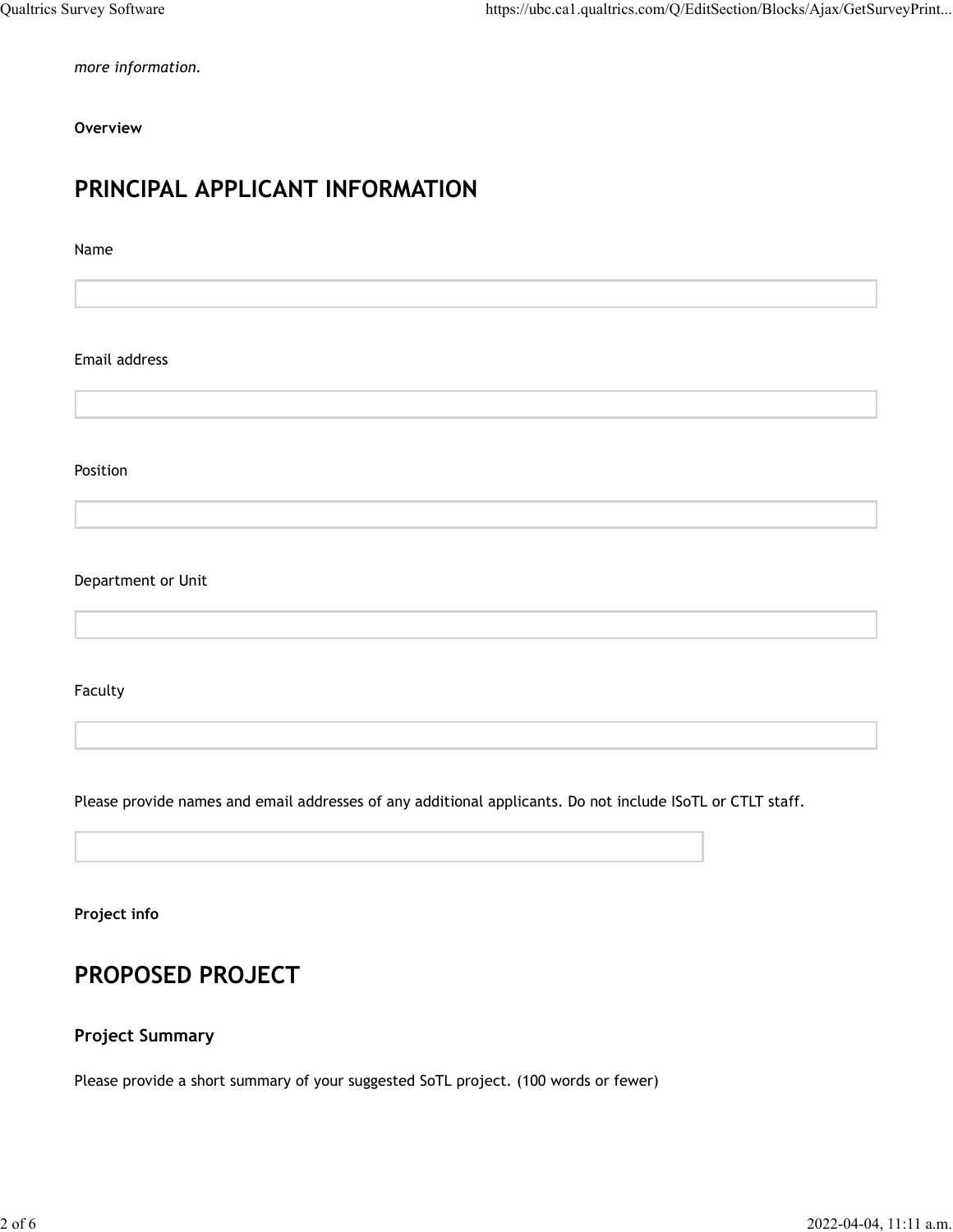*more information.*

**Overview**

## PRINCIPAL APPLICANT INFORMATION

Name

Email address

Position

Department or Unit

Faculty

Please provide names and email addresses of any additional applicants. Do not include ISoTL or CTLT staff.

**Project info**

## PROPOSED PROJECT

### Project Summary

Please provide a short summary of your suggested SoTL project. (100 words or fewer)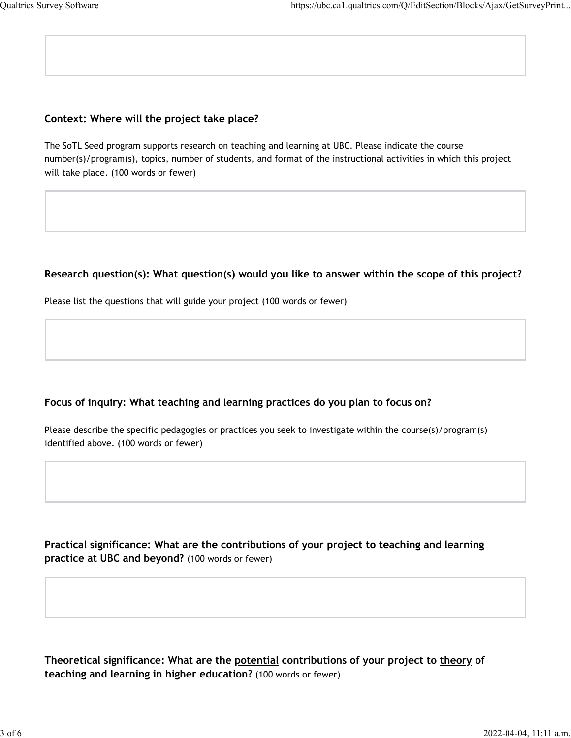**Context: Where will the project take place?**

The SoTL Seed program supports research on teaching and learning at UBC. Please indicate the course number(s)/program(s), topics, number of students, and format of the instructional activities in which this project will take place. (100 words or fewer)

**Research question(s): What question(s) would you like to answer within the scope of this project?**

Please list the questions that will guide your project (100 words or fewer)

**Focus of inquiry: What teaching and learning practices do you plan to focus on?**

Please describe the specific pedagogies or practices you seek to investigate within the course(s)/program(s) identified above. (100 words or fewer)

**Practical significance: What are the contributions of your project to teaching and learning practice at UBC and beyond?** (100 words or fewer)

**Theoretical significance: What are the potential contributions of your project to theory of teaching and learning in higher education?** (100 words or fewer)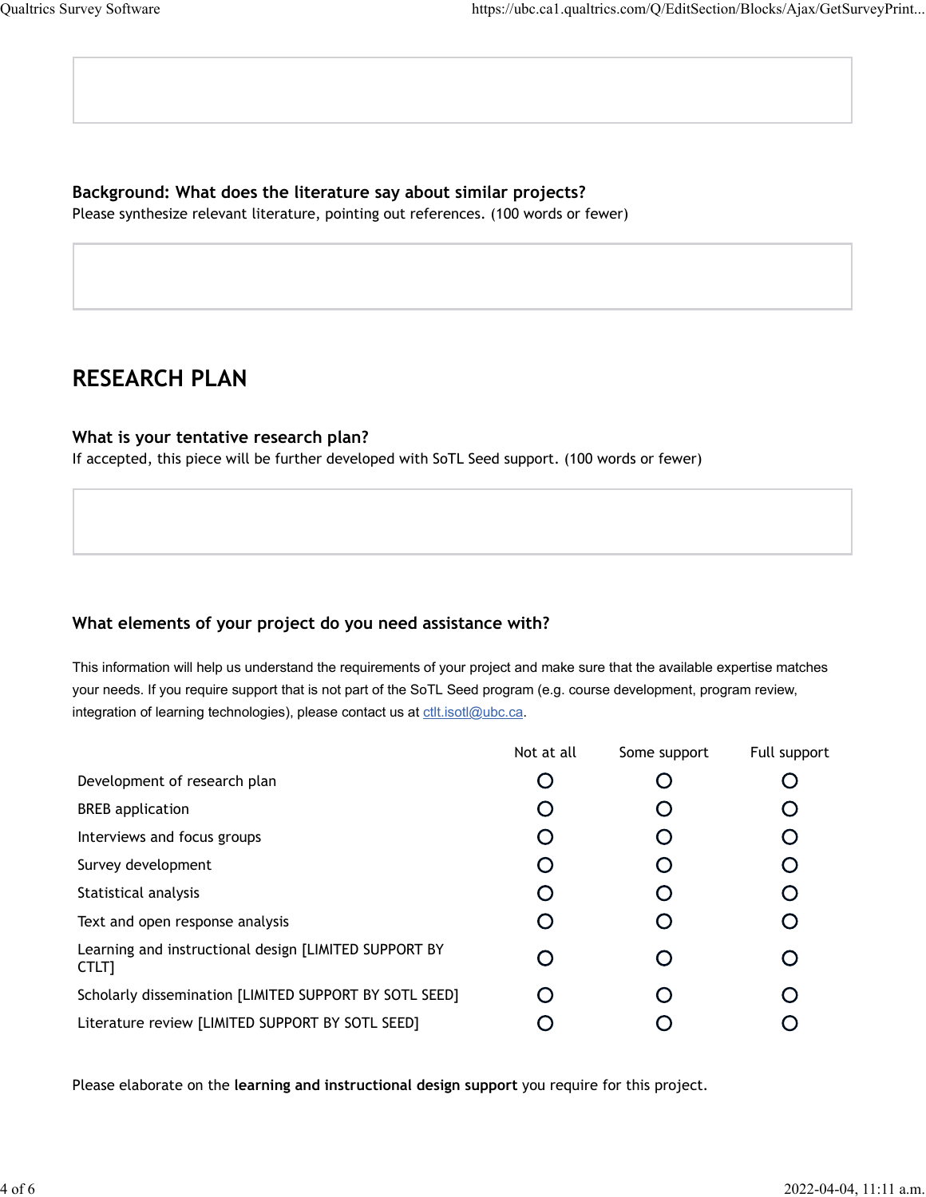### Background: What does the literature say about similar projects?

Please synthesize relevant literature, pointing out references. (100 words or fewer)

## RESEARCH PLAN

### What is your tentative research plan?

If accepted, this piece will be further developed with SoTL Seed support. (100 words or fewer)

### What elements of your project do you need assistance with?

This information will help us understand the requirements of your project and make sure that the available expertise matches your needs. If you require support that is not part of the SoTL Seed program (e.g. course development, program review, integration of learning technologies), please contact us at ctlt.isotl@ubc.ca.

| | Not at all | Some support | Full support |
|---|---|---|---|
| Development of research plan | ○ | ○ | ○ |
| BREB application | ○ | ○ | ○ |
| Interviews and focus groups | ○ | ○ | ○ |
| Survey development | ○ | ○ | ○ |
| Statistical analysis | ○ | ○ | ○ |
| Text and open response analysis | ○ | ○ | ○ |
| Learning and instructional design [LIMITED SUPPORT BY CTLT] | ○ | ○ | ○ |
| Scholarly dissemination [LIMITED SUPPORT BY SOTL SEED] | ○ | ○ | ○ |
| Literature review [LIMITED SUPPORT BY SOTL SEED] | ○ | ○ | ○ |

Please elaborate on the **learning and instructional design support** you require for this project.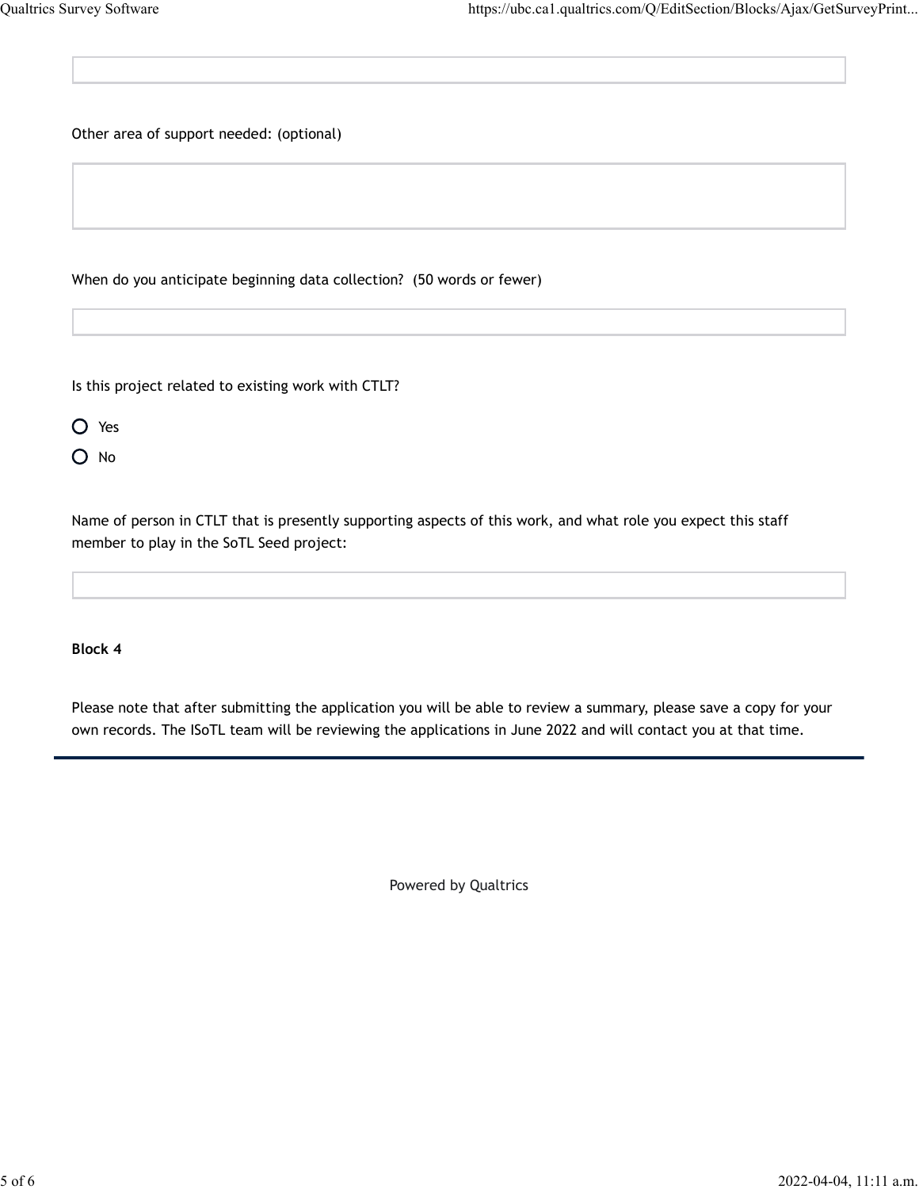Other area of support needed: (optional)

When do you anticipate beginning data collection? (50 words or fewer)

Is this project related to existing work with CTLT?

- Yes
- No

Name of person in CTLT that is presently supporting aspects of this work, and what role you expect this staff member to play in the SoTL Seed project:

**Block 4**

Please note that after submitting the application you will be able to review a summary, please save a copy for your own records. The ISoTL team will be reviewing the applications in June 2022 and will contact you at that time.

Powered by Qualtrics